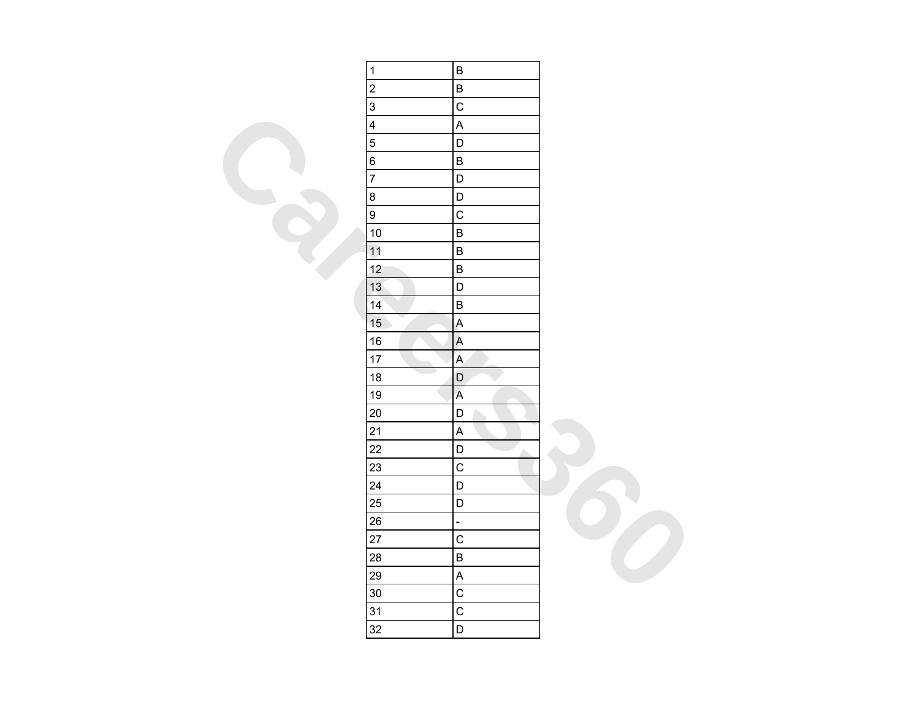| | |
|---|---|
| 1 | B |
| 2 | B |
| 3 | C |
| 4 | A |
| 5 | D |
| 6 | B |
| 7 | D |
| 8 | D |
| 9 | C |
| 10 | B |
| 11 | B |
| 12 | B |
| 13 | D |
| 14 | B |
| 15 | A |
| 16 | A |
| 17 | A |
| 18 | D |
| 19 | A |
| 20 | D |
| 21 | A |
| 22 | D |
| 23 | C |
| 24 | D |
| 25 | D |
| 26 | - |
| 27 | C |
| 28 | B |
| 29 | A |
| 30 | C |
| 31 | C |
| 32 | D |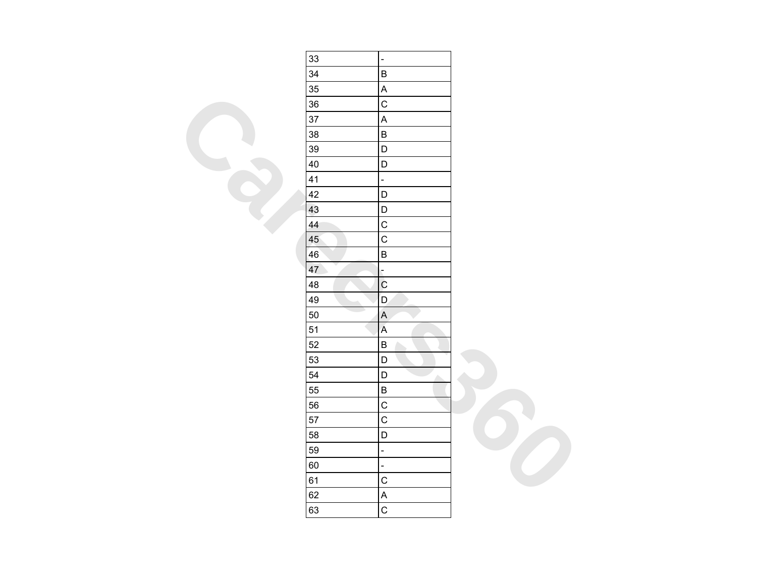| 33 | - |
|---|---|
| 34 | B |
| 35 | A |
| 36 | C |
| 37 | A |
| 38 | B |
| 39 | D |
| 40 | D |
| 41 | - |
| 42 | D |
| 43 | D |
| 44 | C |
| 45 | C |
| 46 | B |
| 47 | - |
| 48 | C |
| 49 | D |
| 50 | A |
| 51 | A |
| 52 | B |
| 53 | D |
| 54 | D |
| 55 | B |
| 56 | C |
| 57 | C |
| 58 | D |
| 59 | - |
| 60 | - |
| 61 | C |
| 62 | A |
| 63 | C |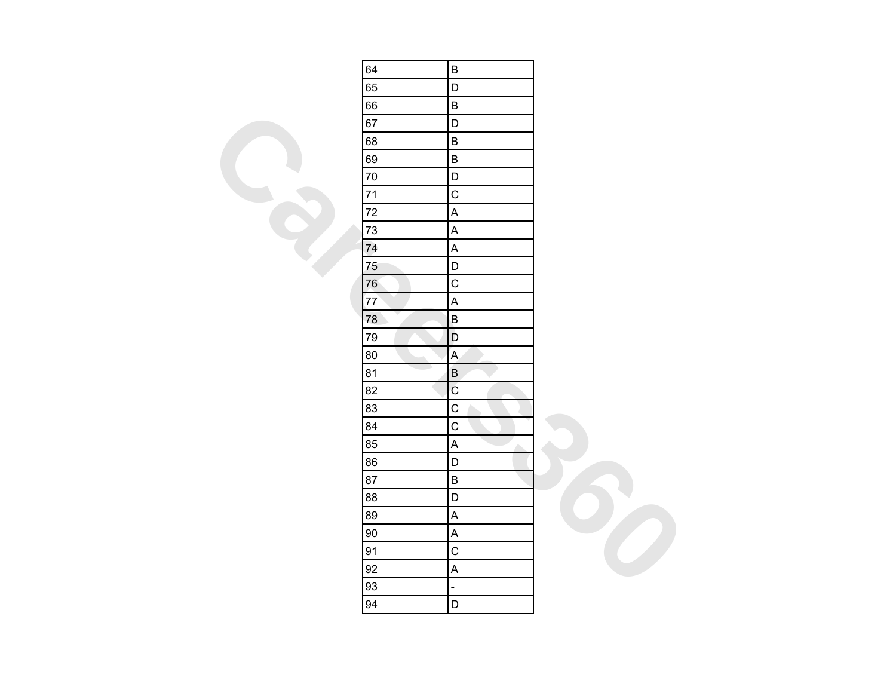| 64 | B |
|---|---|
| 65 | D |
| 66 | B |
| 67 | D |
| 68 | B |
| 69 | B |
| 70 | D |
| 71 | C |
| 72 | A |
| 73 | A |
| 74 | A |
| 75 | D |
| 76 | C |
| 77 | A |
| 78 | B |
| 79 | D |
| 80 | A |
| 81 | B |
| 82 | C |
| 83 | C |
| 84 | C |
| 85 | A |
| 86 | D |
| 87 | B |
| 88 | D |
| 89 | A |
| 90 | A |
| 91 | C |
| 92 | A |
| 93 | - |
| 94 | D |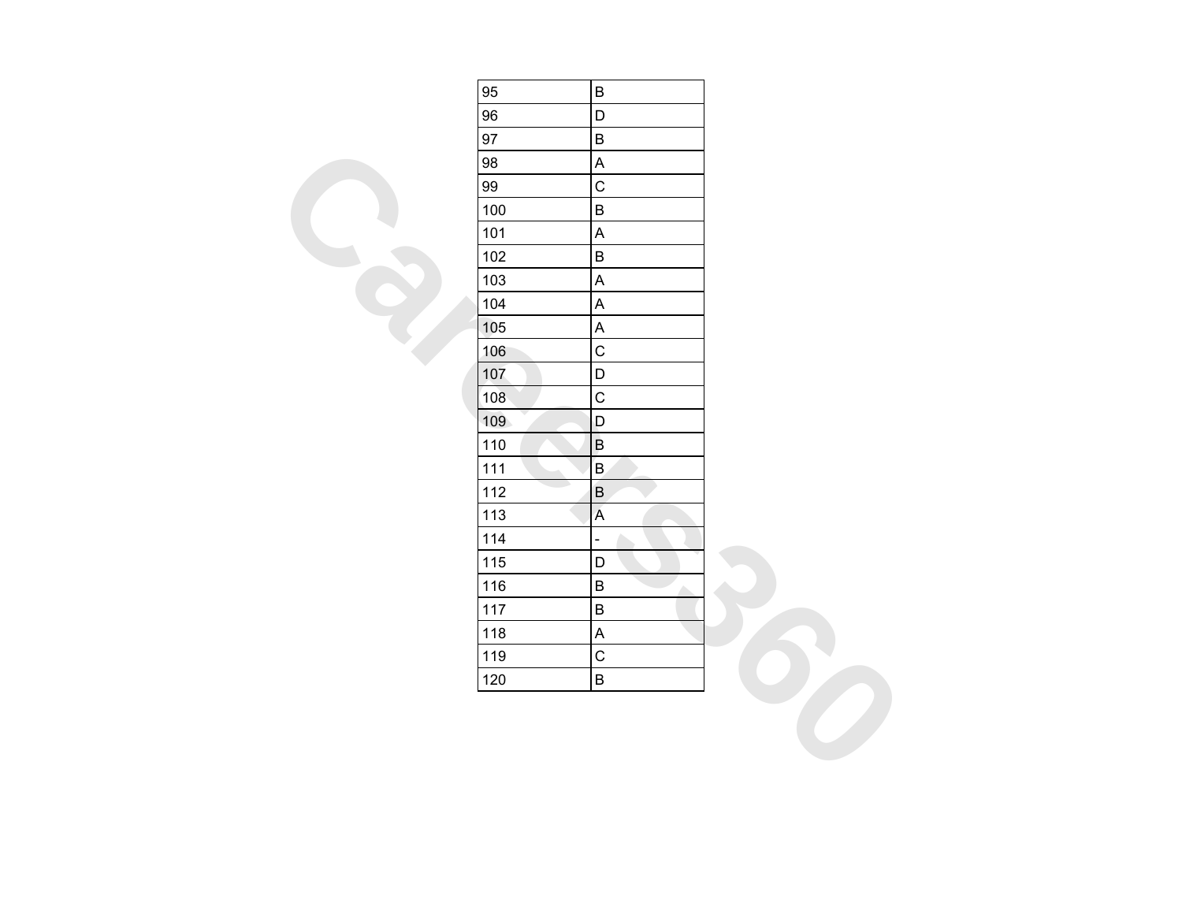| | |
|---|---|
| 95 | B |
| 96 | D |
| 97 | B |
| 98 | A |
| 99 | C |
| 100 | B |
| 101 | A |
| 102 | B |
| 103 | A |
| 104 | A |
| 105 | A |
| 106 | C |
| 107 | D |
| 108 | C |
| 109 | D |
| 110 | B |
| 111 | B |
| 112 | B |
| 113 | A |
| 114 | - |
| 115 | D |
| 116 | B |
| 117 | B |
| 118 | A |
| 119 | C |
| 120 | B |